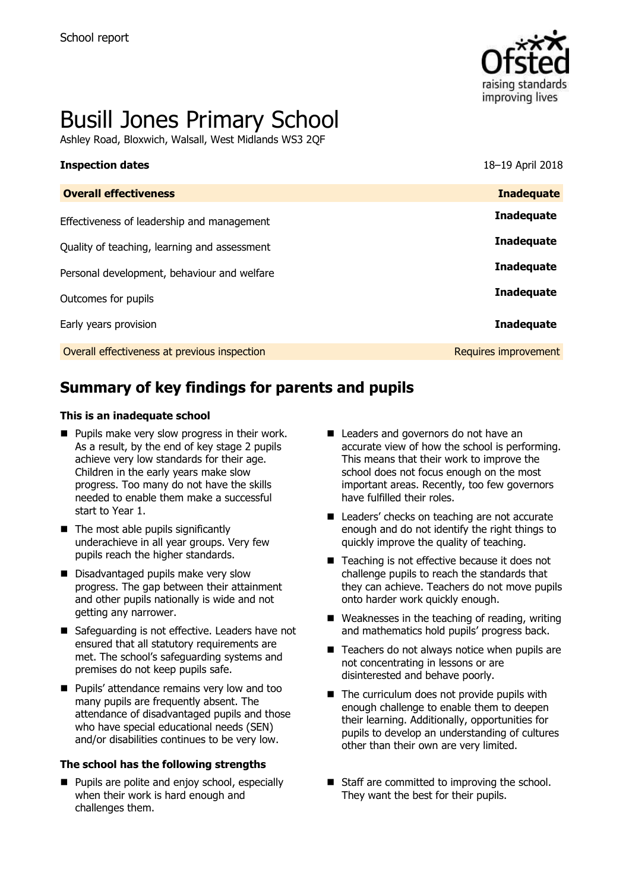School report

# Busill Jones Primary School

Ashley Road, Bloxwich, Walsall, West Midlands WS3 2QF

| **Inspection dates** | 18–19 April 2018 |
|---|---|
| **Overall effectiveness** | **Inadequate** |
| Effectiveness of leadership and management | **Inadequate** |
| Quality of teaching, learning and assessment | **Inadequate** |
| Personal development, behaviour and welfare | **Inadequate** |
| Outcomes for pupils | **Inadequate** |
| Early years provision | **Inadequate** |
| Overall effectiveness at previous inspection | Requires improvement |

## Summary of key findings for parents and pupils

**This is an inadequate school**

- Pupils make very slow progress in their work. As a result, by the end of key stage 2 pupils achieve very low standards for their age. Children in the early years make slow progress. Too many do not have the skills needed to enable them make a successful start to Year 1.
- The most able pupils significantly underachieve in all year groups. Very few pupils reach the higher standards.
- Disadvantaged pupils make very slow progress. The gap between their attainment and other pupils nationally is wide and not getting any narrower.
- Safeguarding is not effective. Leaders have not ensured that all statutory requirements are met. The school's safeguarding systems and premises do not keep pupils safe.
- Pupils' attendance remains very low and too many pupils are frequently absent. The attendance of disadvantaged pupils and those who have special educational needs (SEN) and/or disabilities continues to be very low.
- Leaders and governors do not have an accurate view of how the school is performing. This means that their work to improve the school does not focus enough on the most important areas. Recently, too few governors have fulfilled their roles.
- Leaders' checks on teaching are not accurate enough and do not identify the right things to quickly improve the quality of teaching.
- Teaching is not effective because it does not challenge pupils to reach the standards that they can achieve. Teachers do not move pupils onto harder work quickly enough.
- Weaknesses in the teaching of reading, writing and mathematics hold pupils' progress back.
- Teachers do not always notice when pupils are not concentrating in lessons or are disinterested and behave poorly.
- The curriculum does not provide pupils with enough challenge to enable them to deepen their learning. Additionally, opportunities for pupils to develop an understanding of cultures other than their own are very limited.

**The school has the following strengths**

- Pupils are polite and enjoy school, especially when their work is hard enough and challenges them.
- Staff are committed to improving the school. They want the best for their pupils.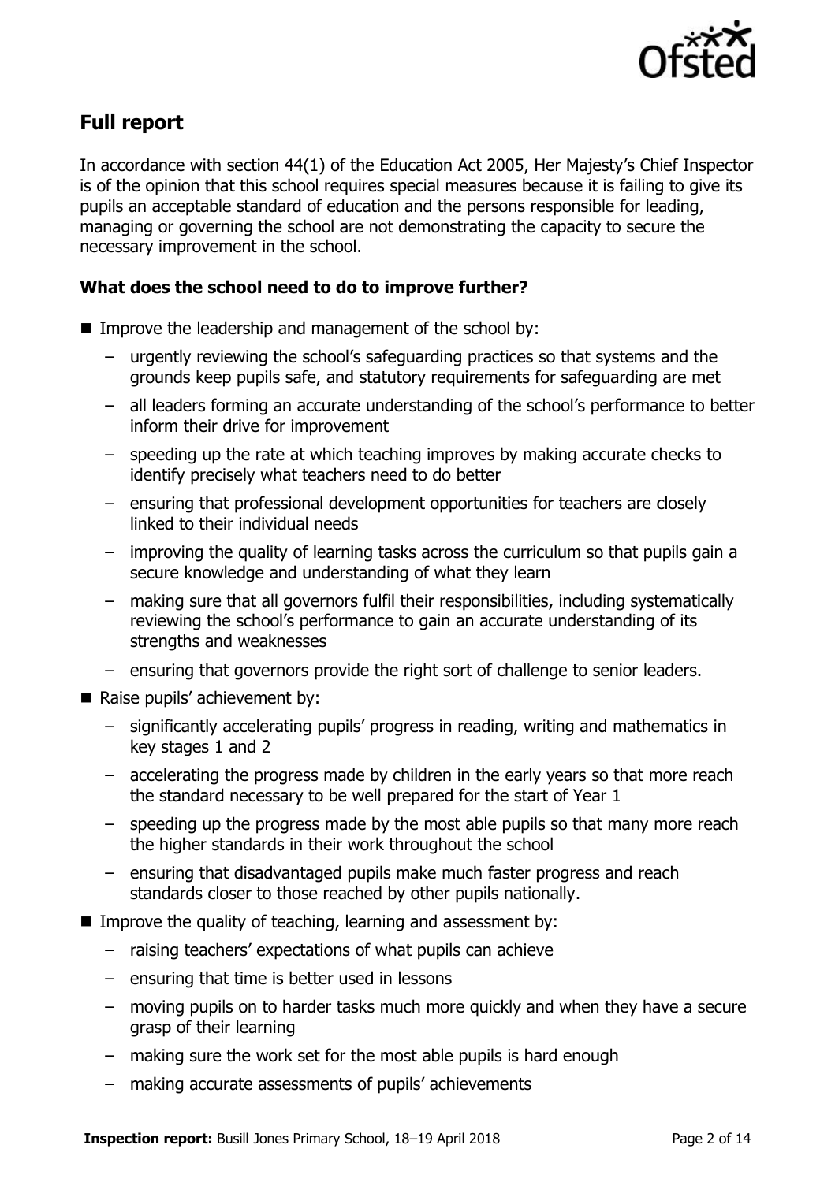## Full report

In accordance with section 44(1) of the Education Act 2005, Her Majesty's Chief Inspector is of the opinion that this school requires special measures because it is failing to give its pupils an acceptable standard of education and the persons responsible for leading, managing or governing the school are not demonstrating the capacity to secure the necessary improvement in the school.

### What does the school need to do to improve further?

- Improve the leadership and management of the school by:
  - urgently reviewing the school's safeguarding practices so that systems and the grounds keep pupils safe, and statutory requirements for safeguarding are met
  - all leaders forming an accurate understanding of the school's performance to better inform their drive for improvement
  - speeding up the rate at which teaching improves by making accurate checks to identify precisely what teachers need to do better
  - ensuring that professional development opportunities for teachers are closely linked to their individual needs
  - improving the quality of learning tasks across the curriculum so that pupils gain a secure knowledge and understanding of what they learn
  - making sure that all governors fulfil their responsibilities, including systematically reviewing the school's performance to gain an accurate understanding of its strengths and weaknesses
  - ensuring that governors provide the right sort of challenge to senior leaders.
- Raise pupils' achievement by:
  - significantly accelerating pupils' progress in reading, writing and mathematics in key stages 1 and 2
  - accelerating the progress made by children in the early years so that more reach the standard necessary to be well prepared for the start of Year 1
  - speeding up the progress made by the most able pupils so that many more reach the higher standards in their work throughout the school
  - ensuring that disadvantaged pupils make much faster progress and reach standards closer to those reached by other pupils nationally.
- Improve the quality of teaching, learning and assessment by:
  - raising teachers' expectations of what pupils can achieve
  - ensuring that time is better used in lessons
  - moving pupils on to harder tasks much more quickly and when they have a secure grasp of their learning
  - making sure the work set for the most able pupils is hard enough
  - making accurate assessments of pupils' achievements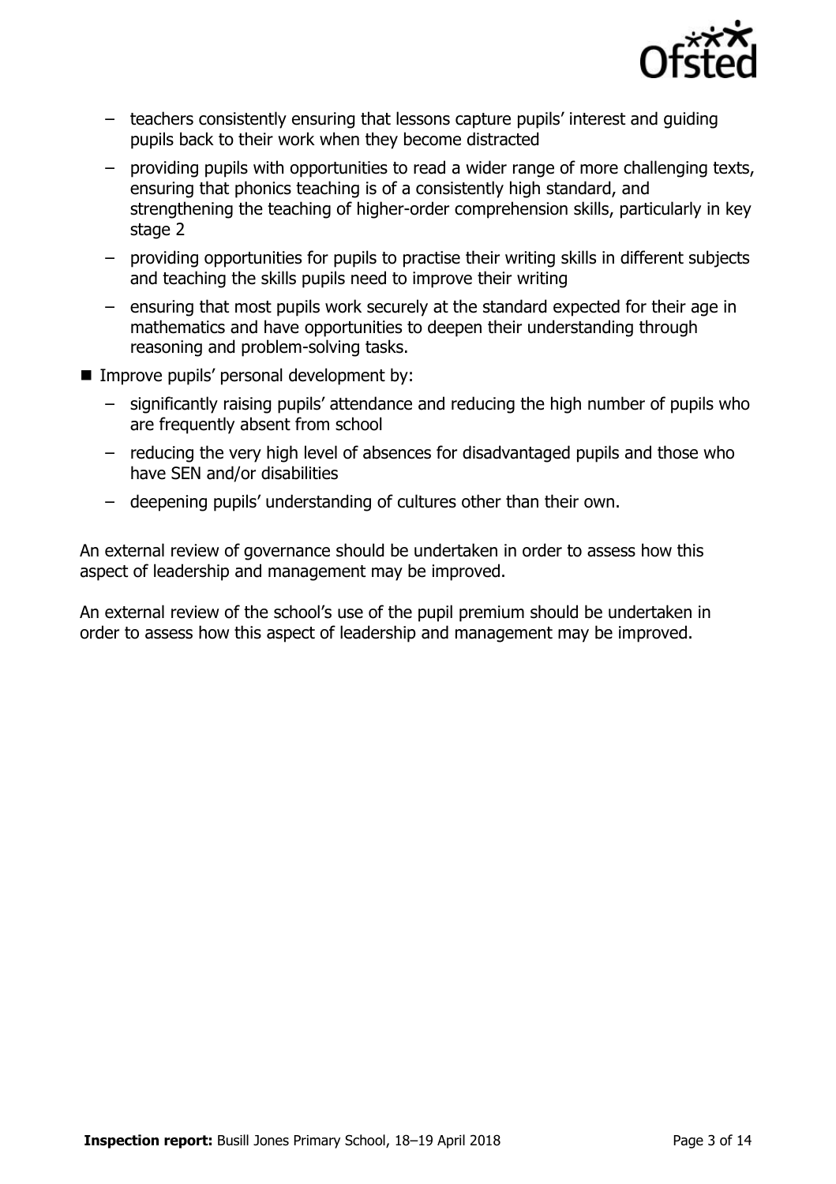- teachers consistently ensuring that lessons capture pupils' interest and guiding pupils back to their work when they become distracted
  - providing pupils with opportunities to read a wider range of more challenging texts, ensuring that phonics teaching is of a consistently high standard, and strengthening the teaching of higher-order comprehension skills, particularly in key stage 2
  - providing opportunities for pupils to practise their writing skills in different subjects and teaching the skills pupils need to improve their writing
  - ensuring that most pupils work securely at the standard expected for their age in mathematics and have opportunities to deepen their understanding through reasoning and problem-solving tasks.

- Improve pupils' personal development by:
  - significantly raising pupils' attendance and reducing the high number of pupils who are frequently absent from school
  - reducing the very high level of absences for disadvantaged pupils and those who have SEN and/or disabilities
  - deepening pupils' understanding of cultures other than their own.

An external review of governance should be undertaken in order to assess how this aspect of leadership and management may be improved.

An external review of the school's use of the pupil premium should be undertaken in order to assess how this aspect of leadership and management may be improved.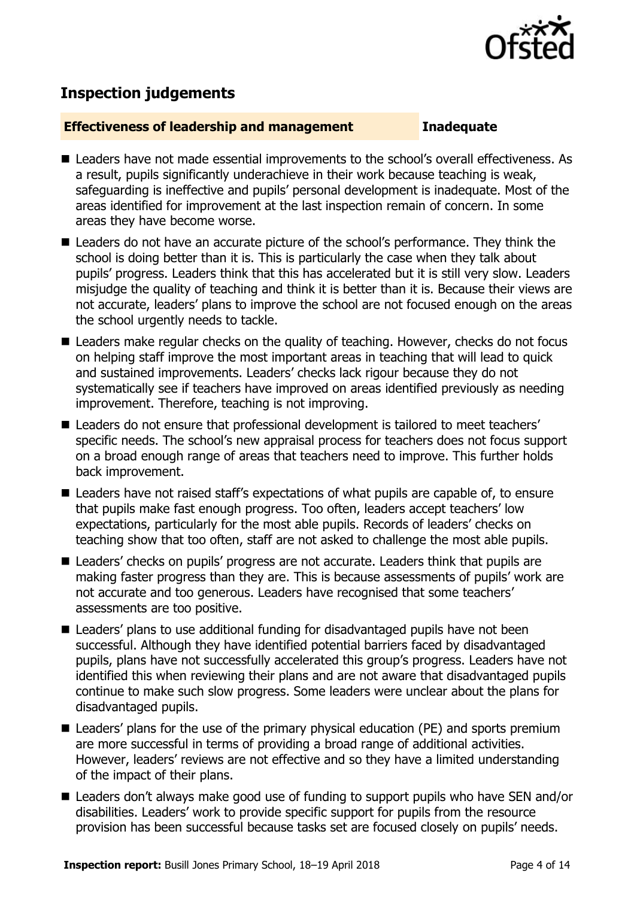## Inspection judgements

**Effectiveness of leadership and management** **Inadequate**

- Leaders have not made essential improvements to the school's overall effectiveness. As a result, pupils significantly underachieve in their work because teaching is weak, safeguarding is ineffective and pupils' personal development is inadequate. Most of the areas identified for improvement at the last inspection remain of concern. In some areas they have become worse.
- Leaders do not have an accurate picture of the school's performance. They think the school is doing better than it is. This is particularly the case when they talk about pupils' progress. Leaders think that this has accelerated but it is still very slow. Leaders misjudge the quality of teaching and think it is better than it is. Because their views are not accurate, leaders' plans to improve the school are not focused enough on the areas the school urgently needs to tackle.
- Leaders make regular checks on the quality of teaching. However, checks do not focus on helping staff improve the most important areas in teaching that will lead to quick and sustained improvements. Leaders' checks lack rigour because they do not systematically see if teachers have improved on areas identified previously as needing improvement. Therefore, teaching is not improving.
- Leaders do not ensure that professional development is tailored to meet teachers' specific needs. The school's new appraisal process for teachers does not focus support on a broad enough range of areas that teachers need to improve. This further holds back improvement.
- Leaders have not raised staff's expectations of what pupils are capable of, to ensure that pupils make fast enough progress. Too often, leaders accept teachers' low expectations, particularly for the most able pupils. Records of leaders' checks on teaching show that too often, staff are not asked to challenge the most able pupils.
- Leaders' checks on pupils' progress are not accurate. Leaders think that pupils are making faster progress than they are. This is because assessments of pupils' work are not accurate and too generous. Leaders have recognised that some teachers' assessments are too positive.
- Leaders' plans to use additional funding for disadvantaged pupils have not been successful. Although they have identified potential barriers faced by disadvantaged pupils, plans have not successfully accelerated this group's progress. Leaders have not identified this when reviewing their plans and are not aware that disadvantaged pupils continue to make such slow progress. Some leaders were unclear about the plans for disadvantaged pupils.
- Leaders' plans for the use of the primary physical education (PE) and sports premium are more successful in terms of providing a broad range of additional activities. However, leaders' reviews are not effective and so they have a limited understanding of the impact of their plans.
- Leaders don't always make good use of funding to support pupils who have SEN and/or disabilities. Leaders' work to provide specific support for pupils from the resource provision has been successful because tasks set are focused closely on pupils' needs.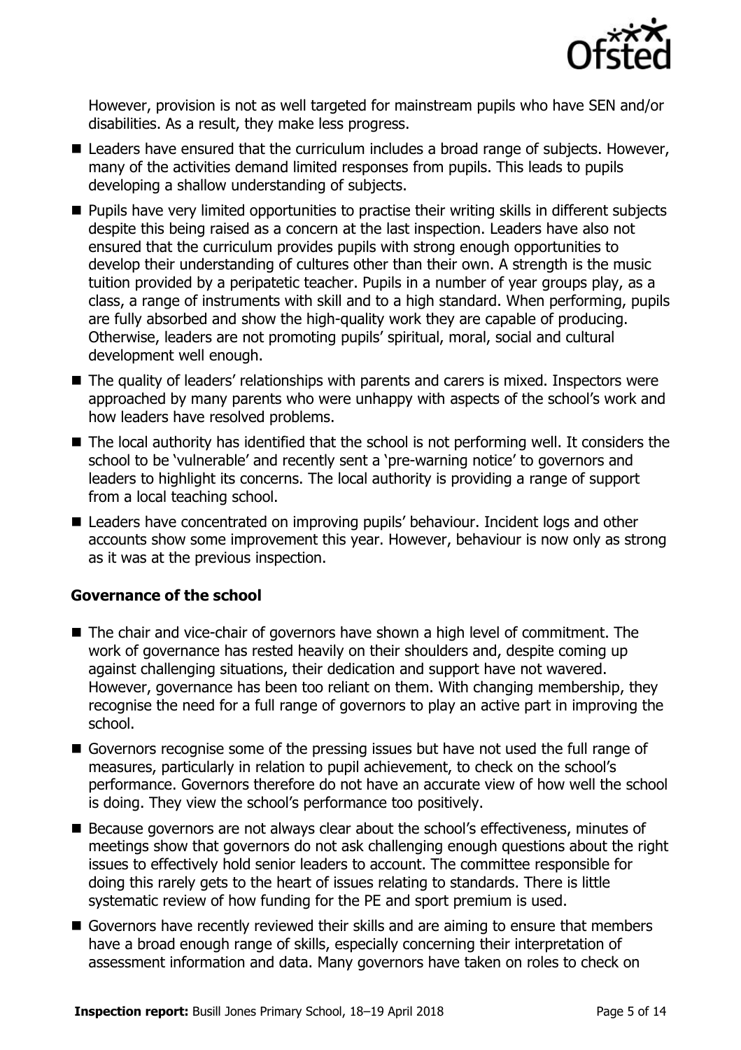However, provision is not as well targeted for mainstream pupils who have SEN and/or disabilities. As a result, they make less progress.

- Leaders have ensured that the curriculum includes a broad range of subjects. However, many of the activities demand limited responses from pupils. This leads to pupils developing a shallow understanding of subjects.
- Pupils have very limited opportunities to practise their writing skills in different subjects despite this being raised as a concern at the last inspection. Leaders have also not ensured that the curriculum provides pupils with strong enough opportunities to develop their understanding of cultures other than their own. A strength is the music tuition provided by a peripatetic teacher. Pupils in a number of year groups play, as a class, a range of instruments with skill and to a high standard. When performing, pupils are fully absorbed and show the high-quality work they are capable of producing. Otherwise, leaders are not promoting pupils' spiritual, moral, social and cultural development well enough.
- The quality of leaders' relationships with parents and carers is mixed. Inspectors were approached by many parents who were unhappy with aspects of the school's work and how leaders have resolved problems.
- The local authority has identified that the school is not performing well. It considers the school to be 'vulnerable' and recently sent a 'pre-warning notice' to governors and leaders to highlight its concerns. The local authority is providing a range of support from a local teaching school.
- Leaders have concentrated on improving pupils' behaviour. Incident logs and other accounts show some improvement this year. However, behaviour is now only as strong as it was at the previous inspection.

### Governance of the school

- The chair and vice-chair of governors have shown a high level of commitment. The work of governance has rested heavily on their shoulders and, despite coming up against challenging situations, their dedication and support have not wavered. However, governance has been too reliant on them. With changing membership, they recognise the need for a full range of governors to play an active part in improving the school.
- Governors recognise some of the pressing issues but have not used the full range of measures, particularly in relation to pupil achievement, to check on the school's performance. Governors therefore do not have an accurate view of how well the school is doing. They view the school's performance too positively.
- Because governors are not always clear about the school's effectiveness, minutes of meetings show that governors do not ask challenging enough questions about the right issues to effectively hold senior leaders to account. The committee responsible for doing this rarely gets to the heart of issues relating to standards. There is little systematic review of how funding for the PE and sport premium is used.
- Governors have recently reviewed their skills and are aiming to ensure that members have a broad enough range of skills, especially concerning their interpretation of assessment information and data. Many governors have taken on roles to check on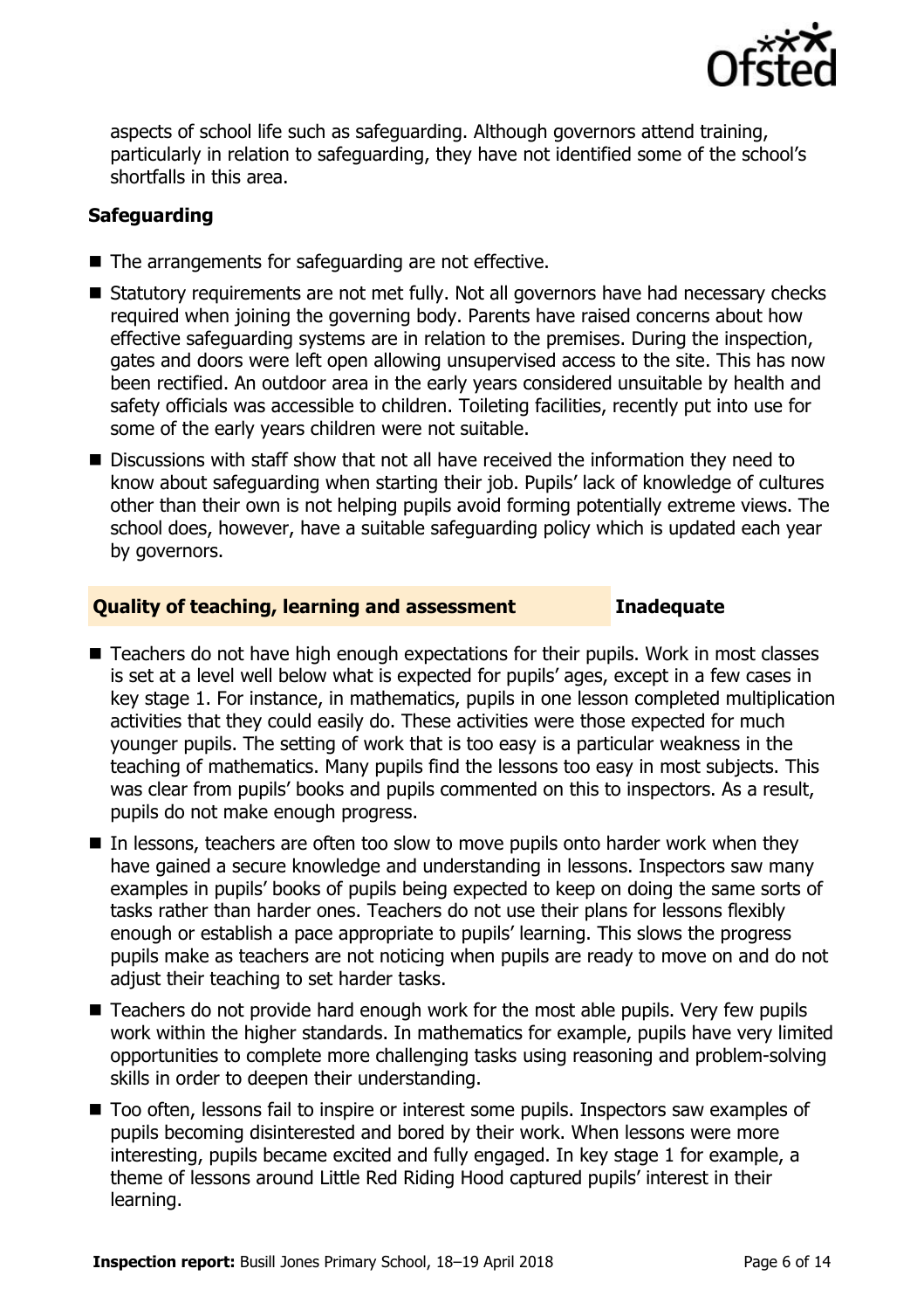aspects of school life such as safeguarding. Although governors attend training, particularly in relation to safeguarding, they have not identified some of the school's shortfalls in this area.

### Safeguarding

- The arrangements for safeguarding are not effective.
- Statutory requirements are not met fully. Not all governors have had necessary checks required when joining the governing body. Parents have raised concerns about how effective safeguarding systems are in relation to the premises. During the inspection, gates and doors were left open allowing unsupervised access to the site. This has now been rectified. An outdoor area in the early years considered unsuitable by health and safety officials was accessible to children. Toileting facilities, recently put into use for some of the early years children were not suitable.
- Discussions with staff show that not all have received the information they need to know about safeguarding when starting their job. Pupils' lack of knowledge of cultures other than their own is not helping pupils avoid forming potentially extreme views. The school does, however, have a suitable safeguarding policy which is updated each year by governors.

## Quality of teaching, learning and assessment — Inadequate

- Teachers do not have high enough expectations for their pupils. Work in most classes is set at a level well below what is expected for pupils' ages, except in a few cases in key stage 1. For instance, in mathematics, pupils in one lesson completed multiplication activities that they could easily do. These activities were those expected for much younger pupils. The setting of work that is too easy is a particular weakness in the teaching of mathematics. Many pupils find the lessons too easy in most subjects. This was clear from pupils' books and pupils commented on this to inspectors. As a result, pupils do not make enough progress.
- In lessons, teachers are often too slow to move pupils onto harder work when they have gained a secure knowledge and understanding in lessons. Inspectors saw many examples in pupils' books of pupils being expected to keep on doing the same sorts of tasks rather than harder ones. Teachers do not use their plans for lessons flexibly enough or establish a pace appropriate to pupils' learning. This slows the progress pupils make as teachers are not noticing when pupils are ready to move on and do not adjust their teaching to set harder tasks.
- Teachers do not provide hard enough work for the most able pupils. Very few pupils work within the higher standards. In mathematics for example, pupils have very limited opportunities to complete more challenging tasks using reasoning and problem-solving skills in order to deepen their understanding.
- Too often, lessons fail to inspire or interest some pupils. Inspectors saw examples of pupils becoming disinterested and bored by their work. When lessons were more interesting, pupils became excited and fully engaged. In key stage 1 for example, a theme of lessons around Little Red Riding Hood captured pupils' interest in their learning.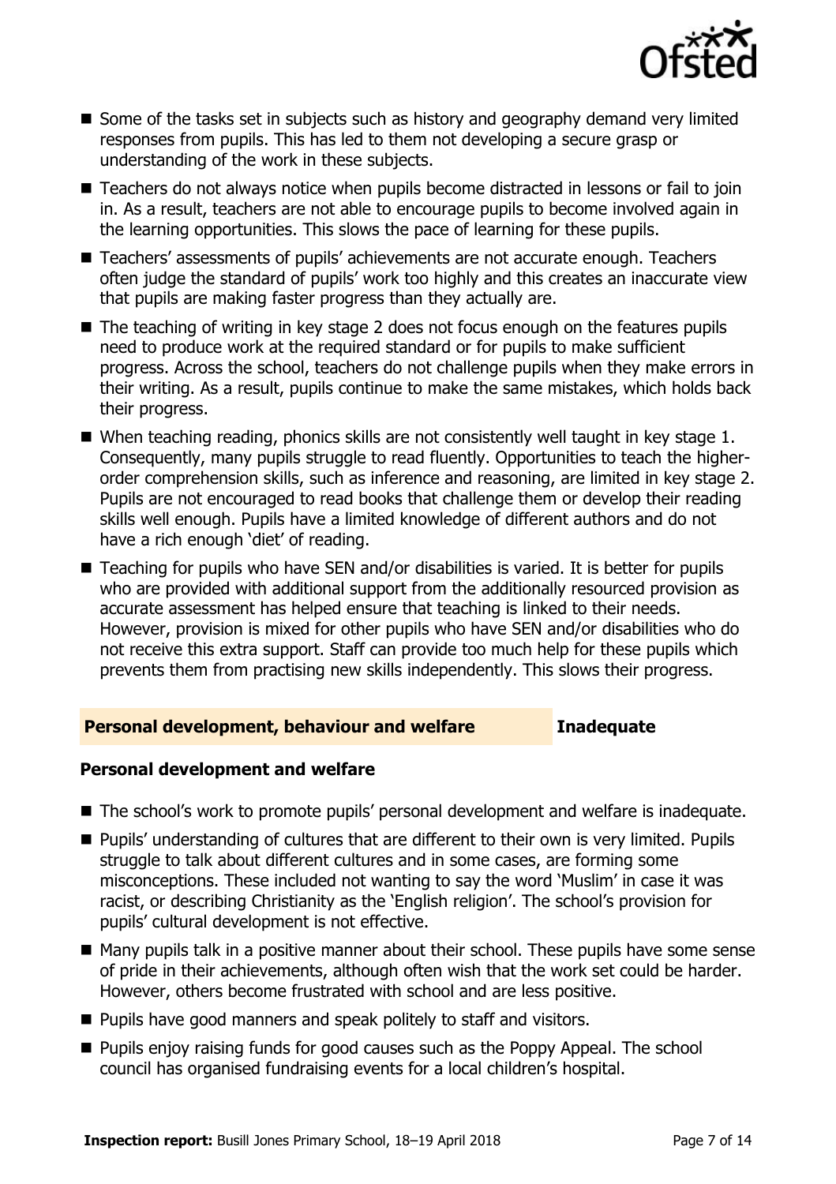- Some of the tasks set in subjects such as history and geography demand very limited responses from pupils. This has led to them not developing a secure grasp or understanding of the work in these subjects.
- Teachers do not always notice when pupils become distracted in lessons or fail to join in. As a result, teachers are not able to encourage pupils to become involved again in the learning opportunities. This slows the pace of learning for these pupils.
- Teachers' assessments of pupils' achievements are not accurate enough. Teachers often judge the standard of pupils' work too highly and this creates an inaccurate view that pupils are making faster progress than they actually are.
- The teaching of writing in key stage 2 does not focus enough on the features pupils need to produce work at the required standard or for pupils to make sufficient progress. Across the school, teachers do not challenge pupils when they make errors in their writing. As a result, pupils continue to make the same mistakes, which holds back their progress.
- When teaching reading, phonics skills are not consistently well taught in key stage 1. Consequently, many pupils struggle to read fluently. Opportunities to teach the higher-order comprehension skills, such as inference and reasoning, are limited in key stage 2. Pupils are not encouraged to read books that challenge them or develop their reading skills well enough. Pupils have a limited knowledge of different authors and do not have a rich enough 'diet' of reading.
- Teaching for pupils who have SEN and/or disabilities is varied. It is better for pupils who are provided with additional support from the additionally resourced provision as accurate assessment has helped ensure that teaching is linked to their needs. However, provision is mixed for other pupils who have SEN and/or disabilities who do not receive this extra support. Staff can provide too much help for these pupils which prevents them from practising new skills independently. This slows their progress.

## Personal development, behaviour and welfare — Inadequate

### Personal development and welfare

- The school's work to promote pupils' personal development and welfare is inadequate.
- Pupils' understanding of cultures that are different to their own is very limited. Pupils struggle to talk about different cultures and in some cases, are forming some misconceptions. These included not wanting to say the word 'Muslim' in case it was racist, or describing Christianity as the 'English religion'. The school's provision for pupils' cultural development is not effective.
- Many pupils talk in a positive manner about their school. These pupils have some sense of pride in their achievements, although often wish that the work set could be harder. However, others become frustrated with school and are less positive.
- Pupils have good manners and speak politely to staff and visitors.
- Pupils enjoy raising funds for good causes such as the Poppy Appeal. The school council has organised fundraising events for a local children's hospital.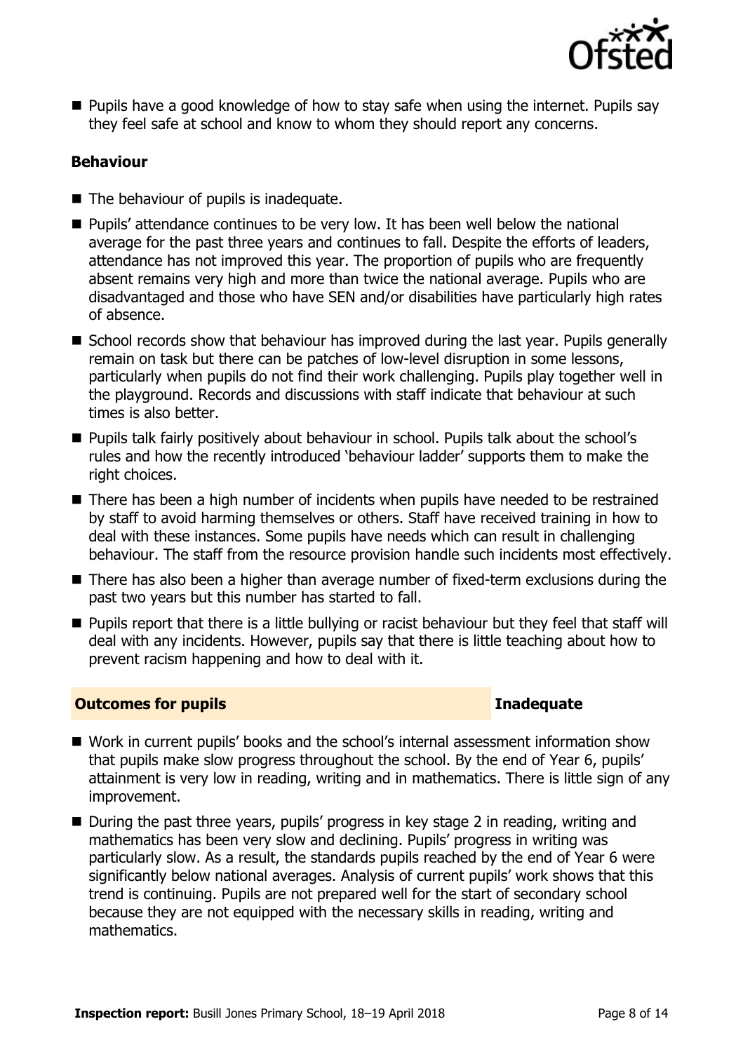- Pupils have a good knowledge of how to stay safe when using the internet. Pupils say they feel safe at school and know to whom they should report any concerns.

### Behaviour

- The behaviour of pupils is inadequate.
- Pupils' attendance continues to be very low. It has been well below the national average for the past three years and continues to fall. Despite the efforts of leaders, attendance has not improved this year. The proportion of pupils who are frequently absent remains very high and more than twice the national average. Pupils who are disadvantaged and those who have SEN and/or disabilities have particularly high rates of absence.
- School records show that behaviour has improved during the last year. Pupils generally remain on task but there can be patches of low-level disruption in some lessons, particularly when pupils do not find their work challenging. Pupils play together well in the playground. Records and discussions with staff indicate that behaviour at such times is also better.
- Pupils talk fairly positively about behaviour in school. Pupils talk about the school's rules and how the recently introduced 'behaviour ladder' supports them to make the right choices.
- There has been a high number of incidents when pupils have needed to be restrained by staff to avoid harming themselves or others. Staff have received training in how to deal with these instances. Some pupils have needs which can result in challenging behaviour. The staff from the resource provision handle such incidents most effectively.
- There has also been a higher than average number of fixed-term exclusions during the past two years but this number has started to fall.
- Pupils report that there is a little bullying or racist behaviour but they feel that staff will deal with any incidents. However, pupils say that there is little teaching about how to prevent racism happening and how to deal with it.

## Outcomes for pupils — Inadequate

- Work in current pupils' books and the school's internal assessment information show that pupils make slow progress throughout the school. By the end of Year 6, pupils' attainment is very low in reading, writing and in mathematics. There is little sign of any improvement.
- During the past three years, pupils' progress in key stage 2 in reading, writing and mathematics has been very slow and declining. Pupils' progress in writing was particularly slow. As a result, the standards pupils reached by the end of Year 6 were significantly below national averages. Analysis of current pupils' work shows that this trend is continuing. Pupils are not prepared well for the start of secondary school because they are not equipped with the necessary skills in reading, writing and mathematics.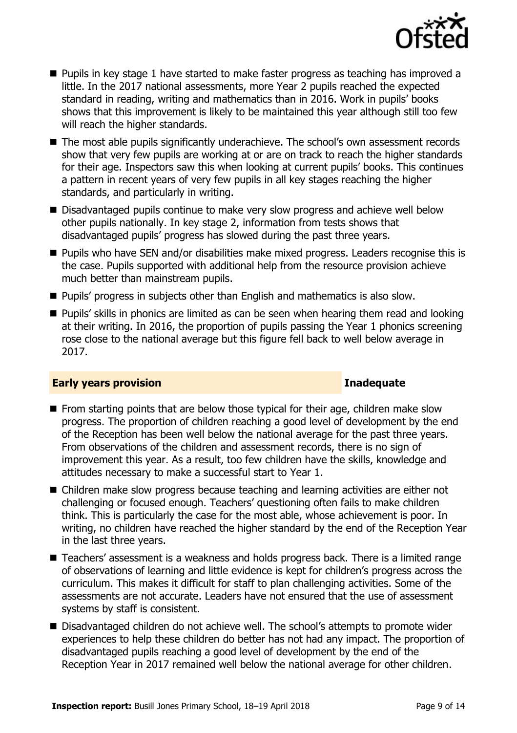- Pupils in key stage 1 have started to make faster progress as teaching has improved a little. In the 2017 national assessments, more Year 2 pupils reached the expected standard in reading, writing and mathematics than in 2016. Work in pupils' books shows that this improvement is likely to be maintained this year although still too few will reach the higher standards.
- The most able pupils significantly underachieve. The school's own assessment records show that very few pupils are working at or are on track to reach the higher standards for their age. Inspectors saw this when looking at current pupils' books. This continues a pattern in recent years of very few pupils in all key stages reaching the higher standards, and particularly in writing.
- Disadvantaged pupils continue to make very slow progress and achieve well below other pupils nationally. In key stage 2, information from tests shows that disadvantaged pupils' progress has slowed during the past three years.
- Pupils who have SEN and/or disabilities make mixed progress. Leaders recognise this is the case. Pupils supported with additional help from the resource provision achieve much better than mainstream pupils.
- Pupils' progress in subjects other than English and mathematics is also slow.
- Pupils' skills in phonics are limited as can be seen when hearing them read and looking at their writing. In 2016, the proportion of pupils passing the Year 1 phonics screening rose close to the national average but this figure fell back to well below average in 2017.

## Early years provision — Inadequate

- From starting points that are below those typical for their age, children make slow progress. The proportion of children reaching a good level of development by the end of the Reception has been well below the national average for the past three years. From observations of the children and assessment records, there is no sign of improvement this year. As a result, too few children have the skills, knowledge and attitudes necessary to make a successful start to Year 1.
- Children make slow progress because teaching and learning activities are either not challenging or focused enough. Teachers' questioning often fails to make children think. This is particularly the case for the most able, whose achievement is poor. In writing, no children have reached the higher standard by the end of the Reception Year in the last three years.
- Teachers' assessment is a weakness and holds progress back. There is a limited range of observations of learning and little evidence is kept for children's progress across the curriculum. This makes it difficult for staff to plan challenging activities. Some of the assessments are not accurate. Leaders have not ensured that the use of assessment systems by staff is consistent.
- Disadvantaged children do not achieve well. The school's attempts to promote wider experiences to help these children do better has not had any impact. The proportion of disadvantaged pupils reaching a good level of development by the end of the Reception Year in 2017 remained well below the national average for other children.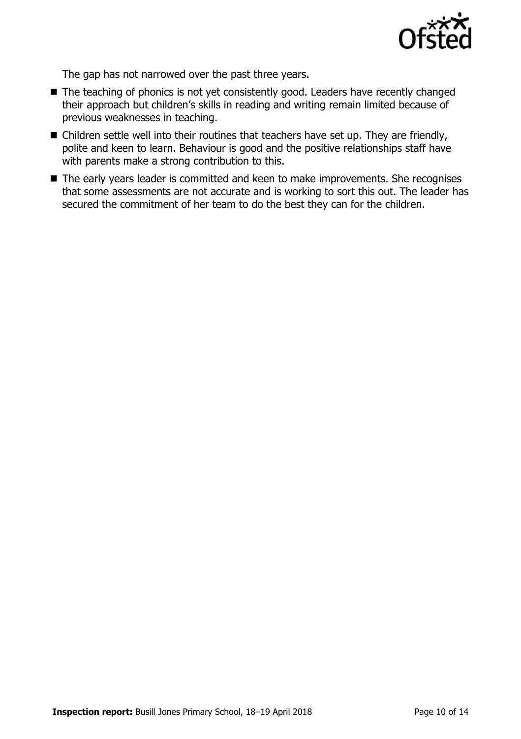The gap has not narrowed over the past three years.

- The teaching of phonics is not yet consistently good. Leaders have recently changed their approach but children's skills in reading and writing remain limited because of previous weaknesses in teaching.
- Children settle well into their routines that teachers have set up. They are friendly, polite and keen to learn. Behaviour is good and the positive relationships staff have with parents make a strong contribution to this.
- The early years leader is committed and keen to make improvements. She recognises that some assessments are not accurate and is working to sort this out. The leader has secured the commitment of her team to do the best they can for the children.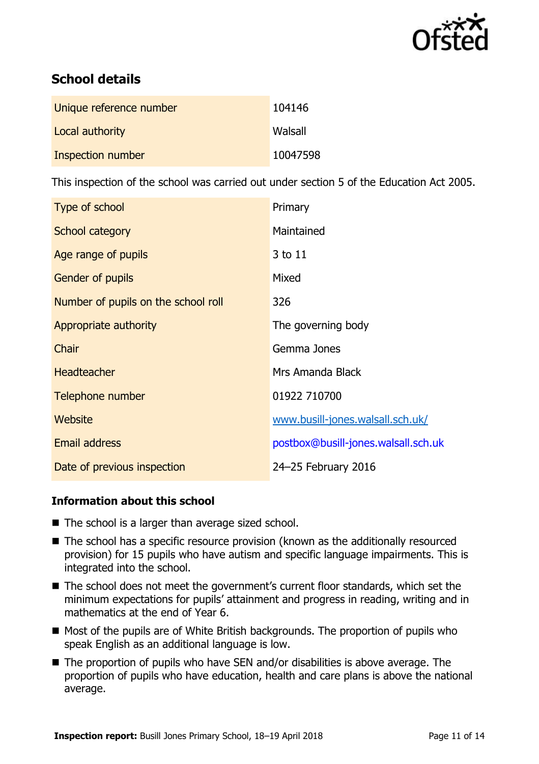## School details

| | |
|---|---|
| Unique reference number | 104146 |
| Local authority | Walsall |
| Inspection number | 10047598 |

This inspection of the school was carried out under section 5 of the Education Act 2005.

| | |
|---|---|
| Type of school | Primary |
| School category | Maintained |
| Age range of pupils | 3 to 11 |
| Gender of pupils | Mixed |
| Number of pupils on the school roll | 326 |
| Appropriate authority | The governing body |
| Chair | Gemma Jones |
| Headteacher | Mrs Amanda Black |
| Telephone number | 01922 710700 |
| Website | www.busill-jones.walsall.sch.uk/ |
| Email address | postbox@busill-jones.walsall.sch.uk |
| Date of previous inspection | 24–25 February 2016 |

### Information about this school

- The school is a larger than average sized school.
- The school has a specific resource provision (known as the additionally resourced provision) for 15 pupils who have autism and specific language impairments. This is integrated into the school.
- The school does not meet the government's current floor standards, which set the minimum expectations for pupils' attainment and progress in reading, writing and in mathematics at the end of Year 6.
- Most of the pupils are of White British backgrounds. The proportion of pupils who speak English as an additional language is low.
- The proportion of pupils who have SEN and/or disabilities is above average. The proportion of pupils who have education, health and care plans is above the national average.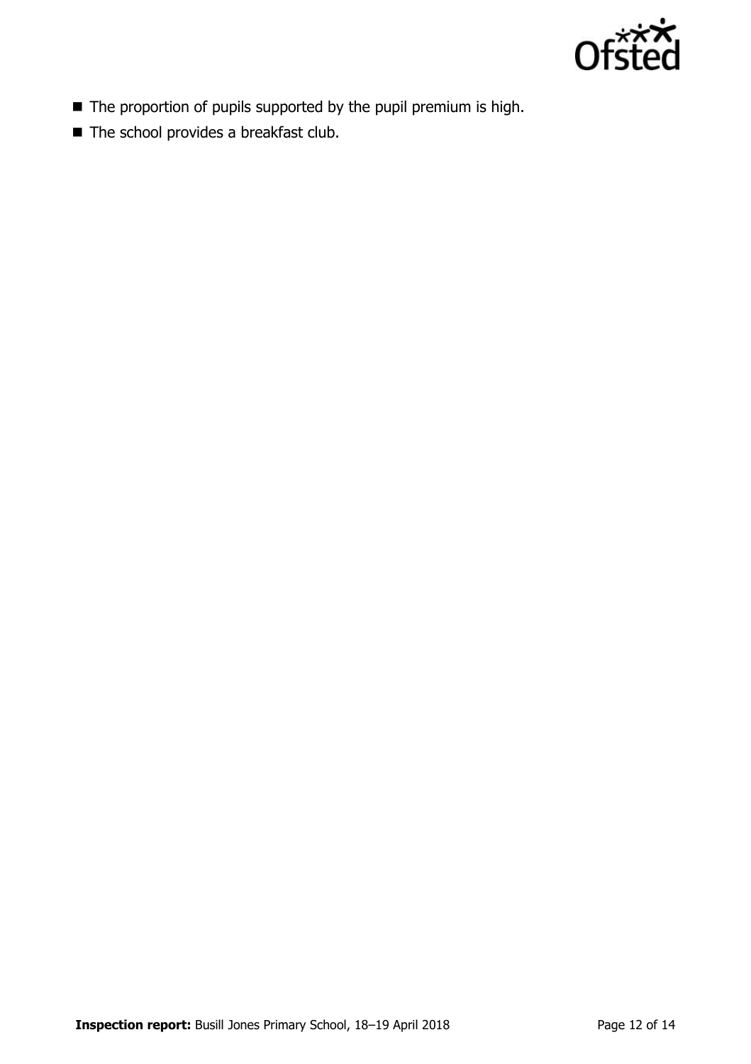- The proportion of pupils supported by the pupil premium is high.
- The school provides a breakfast club.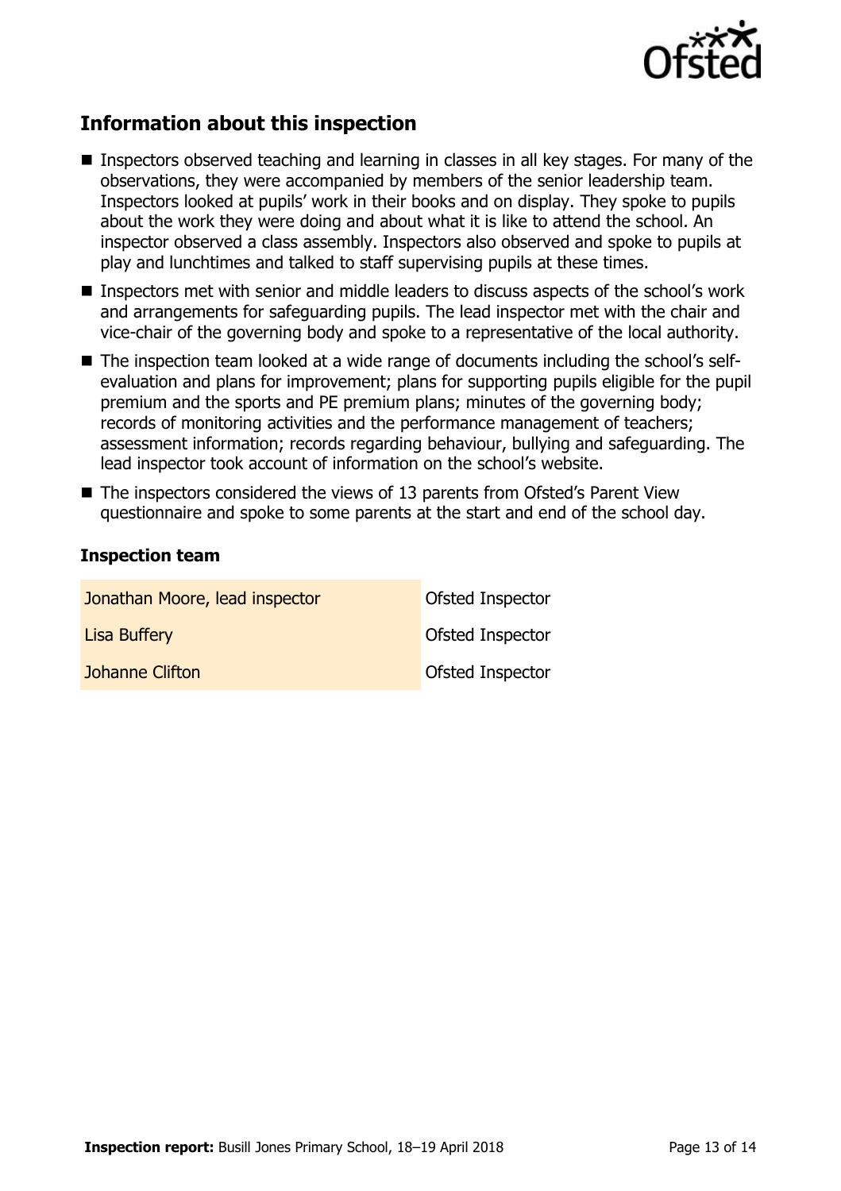## Information about this inspection

- Inspectors observed teaching and learning in classes in all key stages. For many of the observations, they were accompanied by members of the senior leadership team. Inspectors looked at pupils' work in their books and on display. They spoke to pupils about the work they were doing and about what it is like to attend the school. An inspector observed a class assembly. Inspectors also observed and spoke to pupils at play and lunchtimes and talked to staff supervising pupils at these times.
- Inspectors met with senior and middle leaders to discuss aspects of the school's work and arrangements for safeguarding pupils. The lead inspector met with the chair and vice-chair of the governing body and spoke to a representative of the local authority.
- The inspection team looked at a wide range of documents including the school's self-evaluation and plans for improvement; plans for supporting pupils eligible for the pupil premium and the sports and PE premium plans; minutes of the governing body; records of monitoring activities and the performance management of teachers; assessment information; records regarding behaviour, bullying and safeguarding. The lead inspector took account of information on the school's website.
- The inspectors considered the views of 13 parents from Ofsted's Parent View questionnaire and spoke to some parents at the start and end of the school day.

### Inspection team

| | |
|---|---|
| Jonathan Moore, lead inspector | Ofsted Inspector |
| Lisa Buffery | Ofsted Inspector |
| Johanne Clifton | Ofsted Inspector |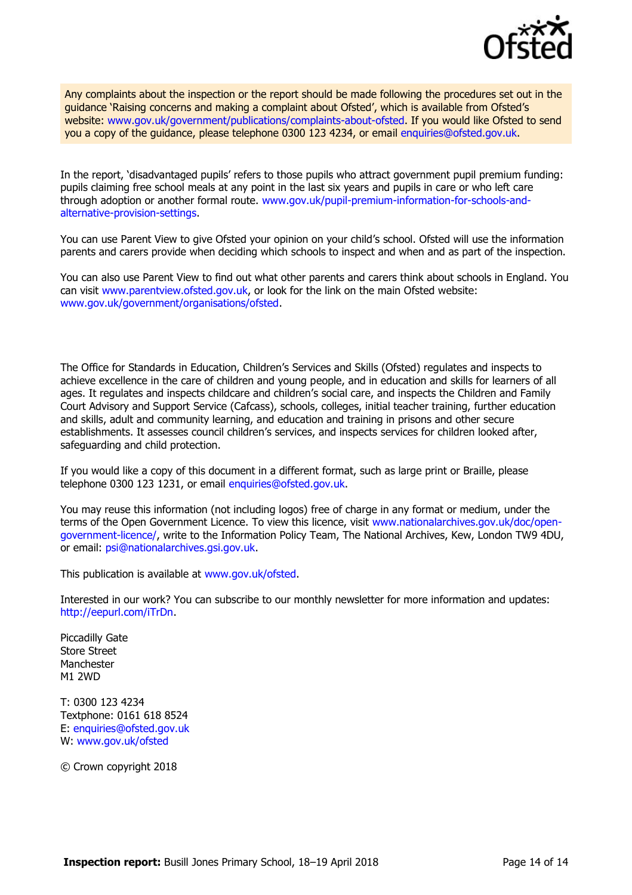Any complaints about the inspection or the report should be made following the procedures set out in the guidance 'Raising concerns and making a complaint about Ofsted', which is available from Ofsted's website: www.gov.uk/government/publications/complaints-about-ofsted. If you would like Ofsted to send you a copy of the guidance, please telephone 0300 123 4234, or email enquiries@ofsted.gov.uk.

In the report, 'disadvantaged pupils' refers to those pupils who attract government pupil premium funding: pupils claiming free school meals at any point in the last six years and pupils in care or who left care through adoption or another formal route. www.gov.uk/pupil-premium-information-for-schools-and-alternative-provision-settings.

You can use Parent View to give Ofsted your opinion on your child's school. Ofsted will use the information parents and carers provide when deciding which schools to inspect and when and as part of the inspection.

You can also use Parent View to find out what other parents and carers think about schools in England. You can visit www.parentview.ofsted.gov.uk, or look for the link on the main Ofsted website: www.gov.uk/government/organisations/ofsted.

The Office for Standards in Education, Children's Services and Skills (Ofsted) regulates and inspects to achieve excellence in the care of children and young people, and in education and skills for learners of all ages. It regulates and inspects childcare and children's social care, and inspects the Children and Family Court Advisory and Support Service (Cafcass), schools, colleges, initial teacher training, further education and skills, adult and community learning, and education and training in prisons and other secure establishments. It assesses council children's services, and inspects services for children looked after, safeguarding and child protection.

If you would like a copy of this document in a different format, such as large print or Braille, please telephone 0300 123 1231, or email enquiries@ofsted.gov.uk.

You may reuse this information (not including logos) free of charge in any format or medium, under the terms of the Open Government Licence. To view this licence, visit www.nationalarchives.gov.uk/doc/open-government-licence/, write to the Information Policy Team, The National Archives, Kew, London TW9 4DU, or email: psi@nationalarchives.gsi.gov.uk.

This publication is available at www.gov.uk/ofsted.

Interested in our work? You can subscribe to our monthly newsletter for more information and updates: http://eepurl.com/iTrDn.

Piccadilly Gate
Store Street
Manchester
M1 2WD

T: 0300 123 4234
Textphone: 0161 618 8524
E: enquiries@ofsted.gov.uk
W: www.gov.uk/ofsted

© Crown copyright 2018